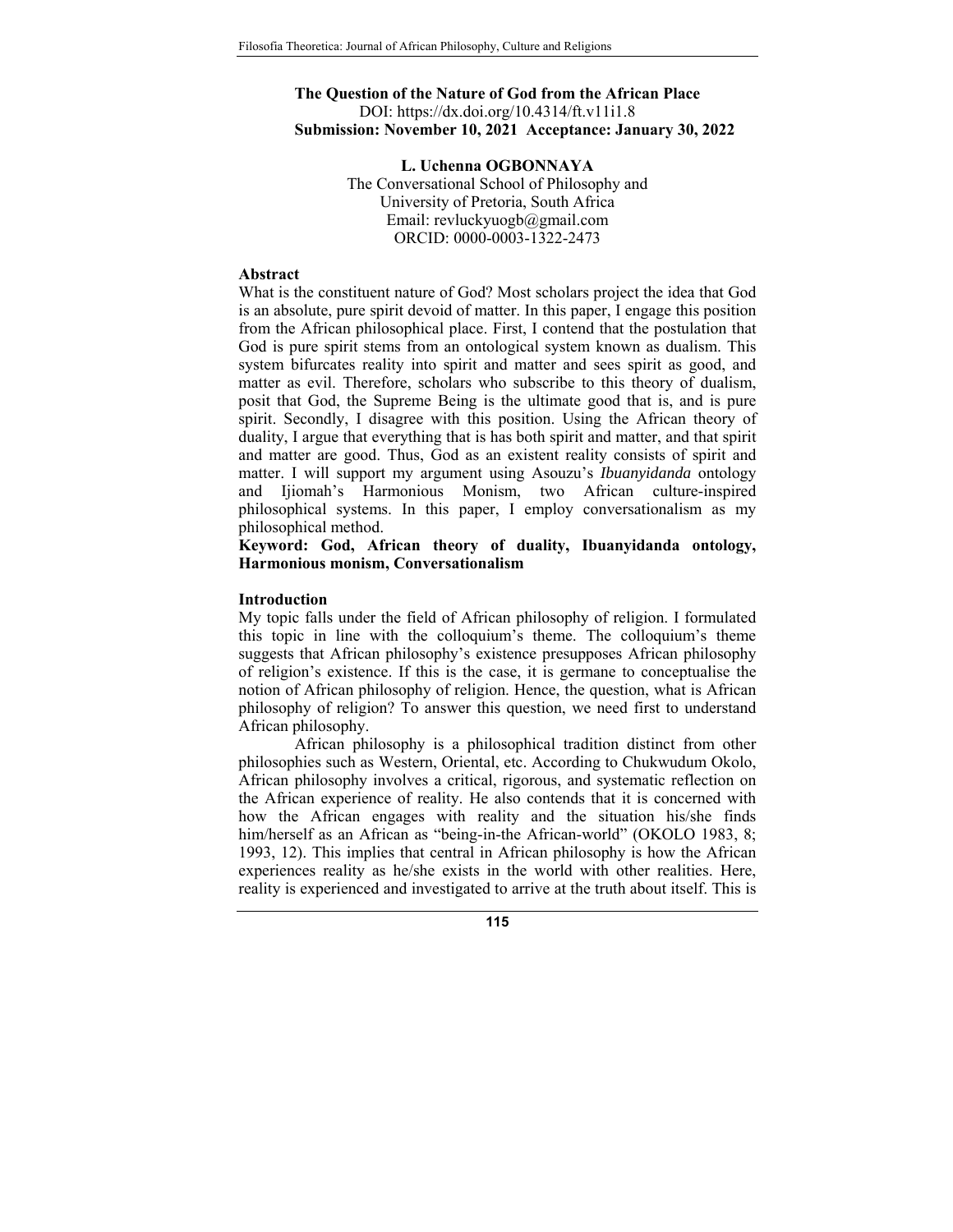# The Question of the Nature of God from the African Place

DOI: https://dx.doi.org/10.4314/ft.v11i1.8

**Submission: November 10, 2021 Acceptance: January 30, 2022**

**L. Uchenna OGBONNAYA**
The Conversational School of Philosophy and
University of Pretoria, South Africa
Email: revluckyuogb@gmail.com
ORCID: 0000-0003-1322-2473

## Abstract

What is the constituent nature of God? Most scholars project the idea that God is an absolute, pure spirit devoid of matter. In this paper, I engage this position from the African philosophical place. First, I contend that the postulation that God is pure spirit stems from an ontological system known as dualism. This system bifurcates reality into spirit and matter and sees spirit as good, and matter as evil. Therefore, scholars who subscribe to this theory of dualism, posit that God, the Supreme Being is the ultimate good that is, and is pure spirit. Secondly, I disagree with this position. Using the African theory of duality, I argue that everything that is has both spirit and matter, and that spirit and matter are good. Thus, God as an existent reality consists of spirit and matter. I will support my argument using Asouzu's *Ibuanyidanda* ontology and Ijiomah's Harmonious Monism, two African culture-inspired philosophical systems. In this paper, I employ conversationalism as my philosophical method.

**Keyword: God, African theory of duality, Ibuanyidanda ontology, Harmonious monism, Conversationalism**

## Introduction

My topic falls under the field of African philosophy of religion. I formulated this topic in line with the colloquium's theme. The colloquium's theme suggests that African philosophy's existence presupposes African philosophy of religion's existence. If this is the case, it is germane to conceptualise the notion of African philosophy of religion. Hence, the question, what is African philosophy of religion? To answer this question, we need first to understand African philosophy.

African philosophy is a philosophical tradition distinct from other philosophies such as Western, Oriental, etc. According to Chukwudum Okolo, African philosophy involves a critical, rigorous, and systematic reflection on the African experience of reality. He also contends that it is concerned with how the African engages with reality and the situation his/she finds him/herself as an African as "being-in-the African-world" (OKOLO 1983, 8; 1993, 12). This implies that central in African philosophy is how the African experiences reality as he/she exists in the world with other realities. Here, reality is experienced and investigated to arrive at the truth about itself. This is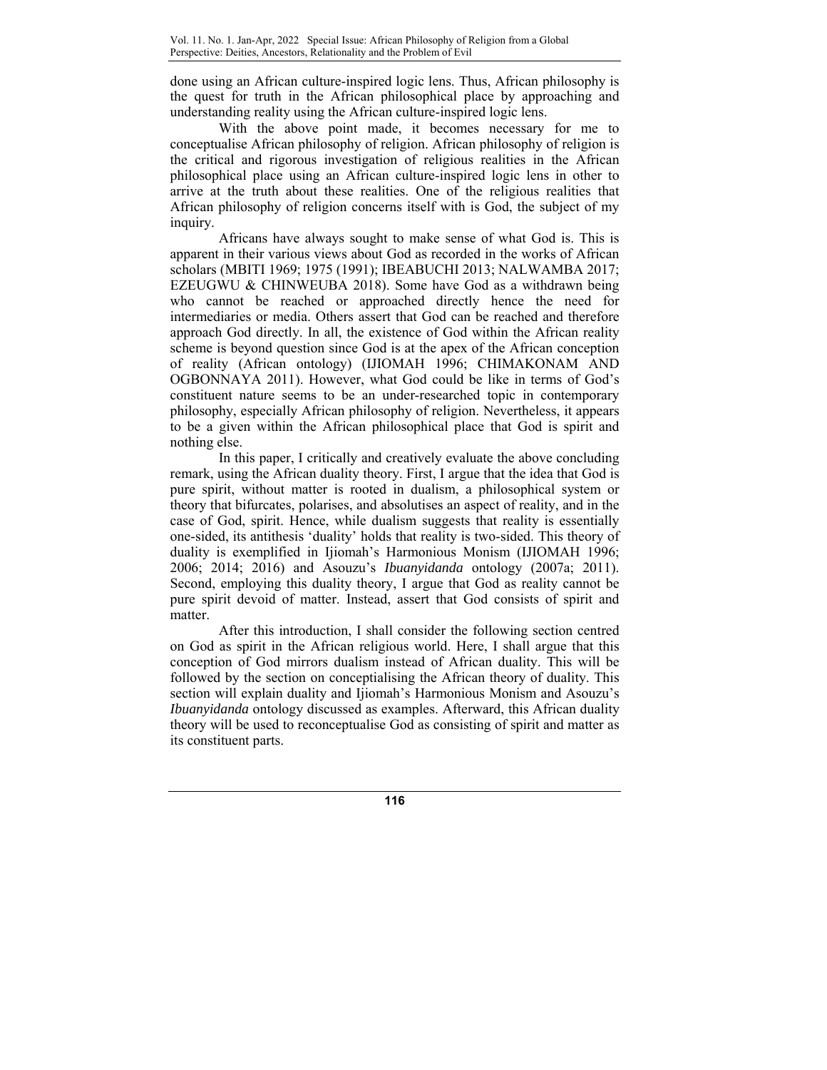done using an African culture-inspired logic lens. Thus, African philosophy is the quest for truth in the African philosophical place by approaching and understanding reality using the African culture-inspired logic lens.

With the above point made, it becomes necessary for me to conceptualise African philosophy of religion. African philosophy of religion is the critical and rigorous investigation of religious realities in the African philosophical place using an African culture-inspired logic lens in other to arrive at the truth about these realities. One of the religious realities that African philosophy of religion concerns itself with is God, the subject of my inquiry.

Africans have always sought to make sense of what God is. This is apparent in their various views about God as recorded in the works of African scholars (MBITI 1969; 1975 (1991); IBEABUCHI 2013; NALWAMBA 2017; EZEUGWU & CHINWEUBA 2018). Some have God as a withdrawn being who cannot be reached or approached directly hence the need for intermediaries or media. Others assert that God can be reached and therefore approach God directly. In all, the existence of God within the African reality scheme is beyond question since God is at the apex of the African conception of reality (African ontology) (IJIOMAH 1996; CHIMAKONAM AND OGBONNAYA 2011). However, what God could be like in terms of God's constituent nature seems to be an under-researched topic in contemporary philosophy, especially African philosophy of religion. Nevertheless, it appears to be a given within the African philosophical place that God is spirit and nothing else.

In this paper, I critically and creatively evaluate the above concluding remark, using the African duality theory. First, I argue that the idea that God is pure spirit, without matter is rooted in dualism, a philosophical system or theory that bifurcates, polarises, and absolutises an aspect of reality, and in the case of God, spirit. Hence, while dualism suggests that reality is essentially one-sided, its antithesis 'duality' holds that reality is two-sided. This theory of duality is exemplified in Ijiomah's Harmonious Monism (IJIOMAH 1996; 2006; 2014; 2016) and Asouzu's *Ibuanyidanda* ontology (2007a; 2011). Second, employing this duality theory, I argue that God as reality cannot be pure spirit devoid of matter. Instead, assert that God consists of spirit and matter.

After this introduction, I shall consider the following section centred on God as spirit in the African religious world. Here, I shall argue that this conception of God mirrors dualism instead of African duality. This will be followed by the section on conceptialising the African theory of duality. This section will explain duality and Ijiomah's Harmonious Monism and Asouzu's *Ibuanyidanda* ontology discussed as examples. Afterward, this African duality theory will be used to reconceptualise God as consisting of spirit and matter as its constituent parts.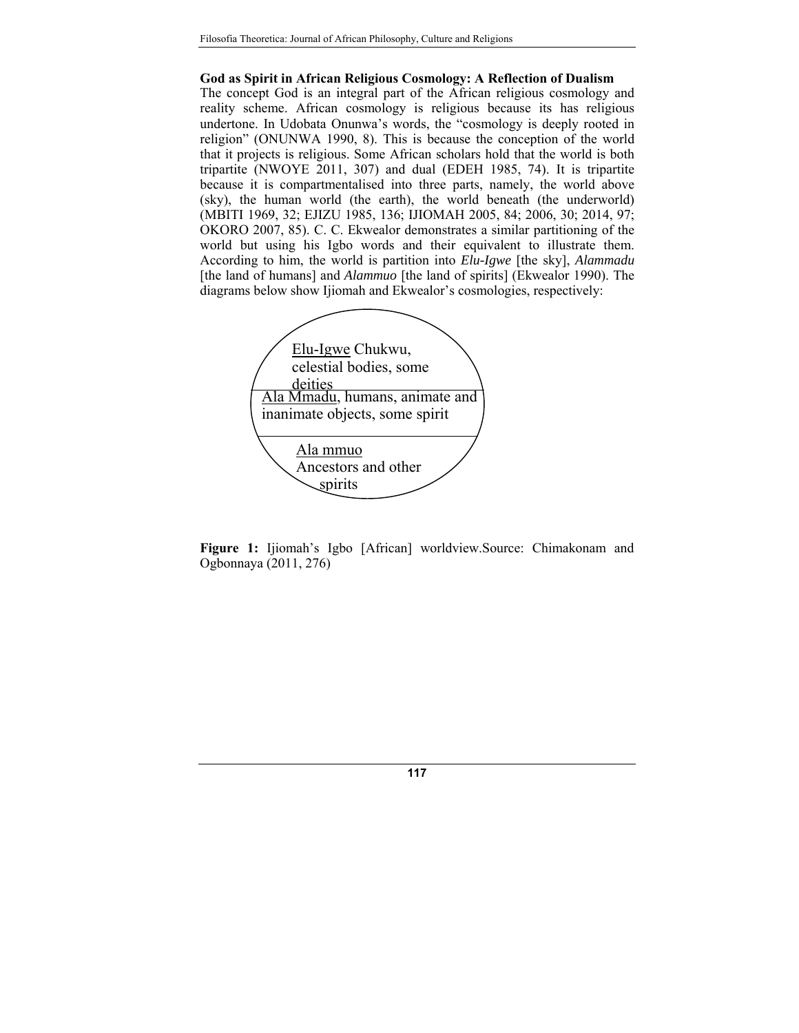**God as Spirit in African Religious Cosmology: A Reflection of Dualism**

The concept God is an integral part of the African religious cosmology and reality scheme. African cosmology is religious because its has religious undertone. In Udobata Onunwa's words, the "cosmology is deeply rooted in religion" (ONUNWA 1990, 8). This is because the conception of the world that it projects is religious. Some African scholars hold that the world is both tripartite (NWOYE 2011, 307) and dual (EDEH 1985, 74). It is tripartite because it is compartmentalised into three parts, namely, the world above (sky), the human world (the earth), the world beneath (the underworld) (MBITI 1969, 32; EJIZU 1985, 136; IJIOMAH 2005, 84; 2006, 30; 2014, 97; OKORO 2007, 85). C. C. Ekwealor demonstrates a similar partitioning of the world but using his Igbo words and their equivalent to illustrate them. According to him, the world is partition into *Elu-Igwe* [the sky], *Alammadu* [the land of humans] and *Alammuo* [the land of spirits] (Ekwealor 1990). The diagrams below show Ijiomah and Ekwealor's cosmologies, respectively:

Elu-Igwe Chukwu, celestial bodies, some deities

Ala Mmadu, humans, animate and inanimate objects, some spirit

Ala mmuo Ancestors and other spirits

**Figure 1:** Ijiomah's Igbo [African] worldview.Source: Chimakonam and Ogbonnaya (2011, 276)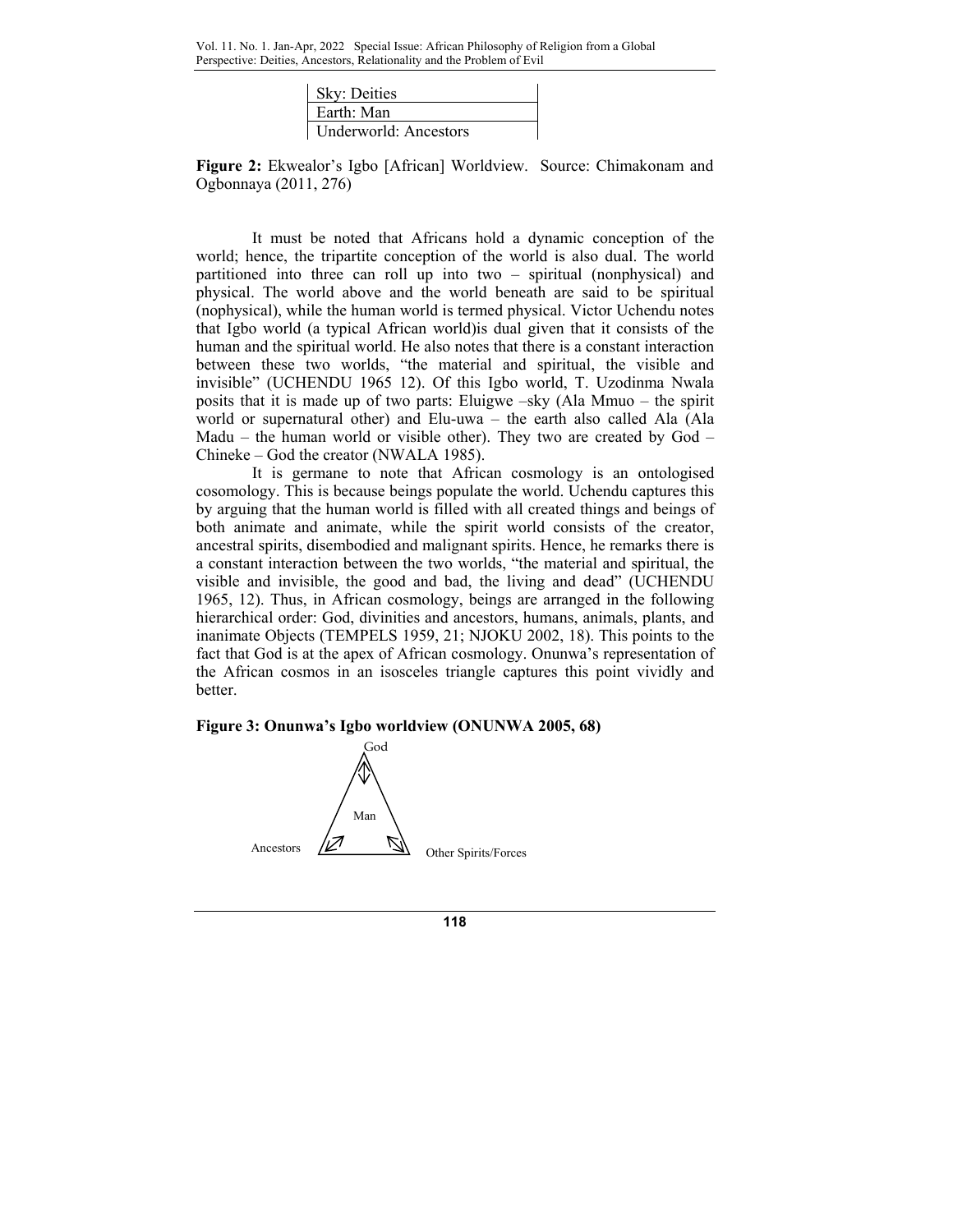| Sky: Deities |
| --- |
| Earth: Man |
| Underworld: Ancestors |

**Figure 2:** Ekwealor's Igbo [African] Worldview. Source: Chimakonam and Ogbonnaya (2011, 276)

It must be noted that Africans hold a dynamic conception of the world; hence, the tripartite conception of the world is also dual. The world partitioned into three can roll up into two – spiritual (nonphysical) and physical. The world above and the world beneath are said to be spiritual (nophysical), while the human world is termed physical. Victor Uchendu notes that Igbo world (a typical African world)is dual given that it consists of the human and the spiritual world. He also notes that there is a constant interaction between these two worlds, "the material and spiritual, the visible and invisible" (UCHENDU 1965 12). Of this Igbo world, T. Uzodinma Nwala posits that it is made up of two parts: Eluigwe –sky (Ala Mmuo – the spirit world or supernatural other) and Elu-uwa – the earth also called Ala (Ala Madu – the human world or visible other). They two are created by God – Chineke – God the creator (NWALA 1985).

It is germane to note that African cosmology is an ontologised cosomology. This is because beings populate the world. Uchendu captures this by arguing that the human world is filled with all created things and beings of both animate and animate, while the spirit world consists of the creator, ancestral spirits, disembodied and malignant spirits. Hence, he remarks there is a constant interaction between the two worlds, "the material and spiritual, the visible and invisible, the good and bad, the living and dead" (UCHENDU 1965, 12). Thus, in African cosmology, beings are arranged in the following hierarchical order: God, divinities and ancestors, humans, animals, plants, and inanimate Objects (TEMPELS 1959, 21; NJOKU 2002, 18). This points to the fact that God is at the apex of African cosmology. Onunwa's representation of the African cosmos in an isosceles triangle captures this point vividly and better.

**Figure 3: Onunwa's Igbo worldview (ONUNWA 2005, 68)**

God

Man

Ancestors

Other Spirits/Forces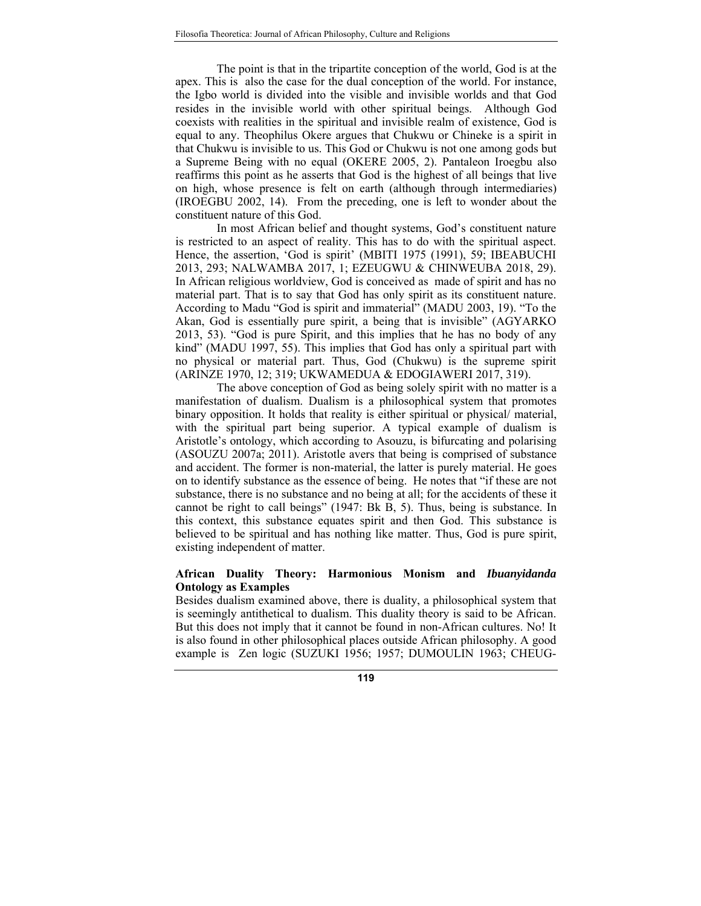The point is that in the tripartite conception of the world, God is at the apex. This is also the case for the dual conception of the world. For instance, the Igbo world is divided into the visible and invisible worlds and that God resides in the invisible world with other spiritual beings. Although God coexists with realities in the spiritual and invisible realm of existence, God is equal to any. Theophilus Okere argues that Chukwu or Chineke is a spirit in that Chukwu is invisible to us. This God or Chukwu is not one among gods but a Supreme Being with no equal (OKERE 2005, 2). Pantaleon Iroegbu also reaffirms this point as he asserts that God is the highest of all beings that live on high, whose presence is felt on earth (although through intermediaries) (IROEGBU 2002, 14). From the preceding, one is left to wonder about the constituent nature of this God.

In most African belief and thought systems, God's constituent nature is restricted to an aspect of reality. This has to do with the spiritual aspect. Hence, the assertion, 'God is spirit' (MBITI 1975 (1991), 59; IBEABUCHI 2013, 293; NALWAMBA 2017, 1; EZEUGWU & CHINWEUBA 2018, 29). In African religious worldview, God is conceived as made of spirit and has no material part. That is to say that God has only spirit as its constituent nature. According to Madu "God is spirit and immaterial" (MADU 2003, 19). "To the Akan, God is essentially pure spirit, a being that is invisible" (AGYARKO 2013, 53). "God is pure Spirit, and this implies that he has no body of any kind" (MADU 1997, 55). This implies that God has only a spiritual part with no physical or material part. Thus, God (Chukwu) is the supreme spirit (ARINZE 1970, 12; 319; UKWAMEDUA & EDOGIAWERI 2017, 319).

The above conception of God as being solely spirit with no matter is a manifestation of dualism. Dualism is a philosophical system that promotes binary opposition. It holds that reality is either spiritual or physical/ material, with the spiritual part being superior. A typical example of dualism is Aristotle's ontology, which according to Asouzu, is bifurcating and polarising (ASOUZU 2007a; 2011). Aristotle avers that being is comprised of substance and accident. The former is non-material, the latter is purely material. He goes on to identify substance as the essence of being. He notes that "if these are not substance, there is no substance and no being at all; for the accidents of these it cannot be right to call beings" (1947: Bk B, 5). Thus, being is substance. In this context, this substance equates spirit and then God. This substance is believed to be spiritual and has nothing like matter. Thus, God is pure spirit, existing independent of matter.

## African Duality Theory: Harmonious Monism and *Ibuanyidanda* Ontology as Examples

Besides dualism examined above, there is duality, a philosophical system that is seemingly antithetical to dualism. This duality theory is said to be African. But this does not imply that it cannot be found in non-African cultures. No! It is also found in other philosophical places outside African philosophy. A good example is Zen logic (SUZUKI 1956; 1957; DUMOULIN 1963; CHEUG-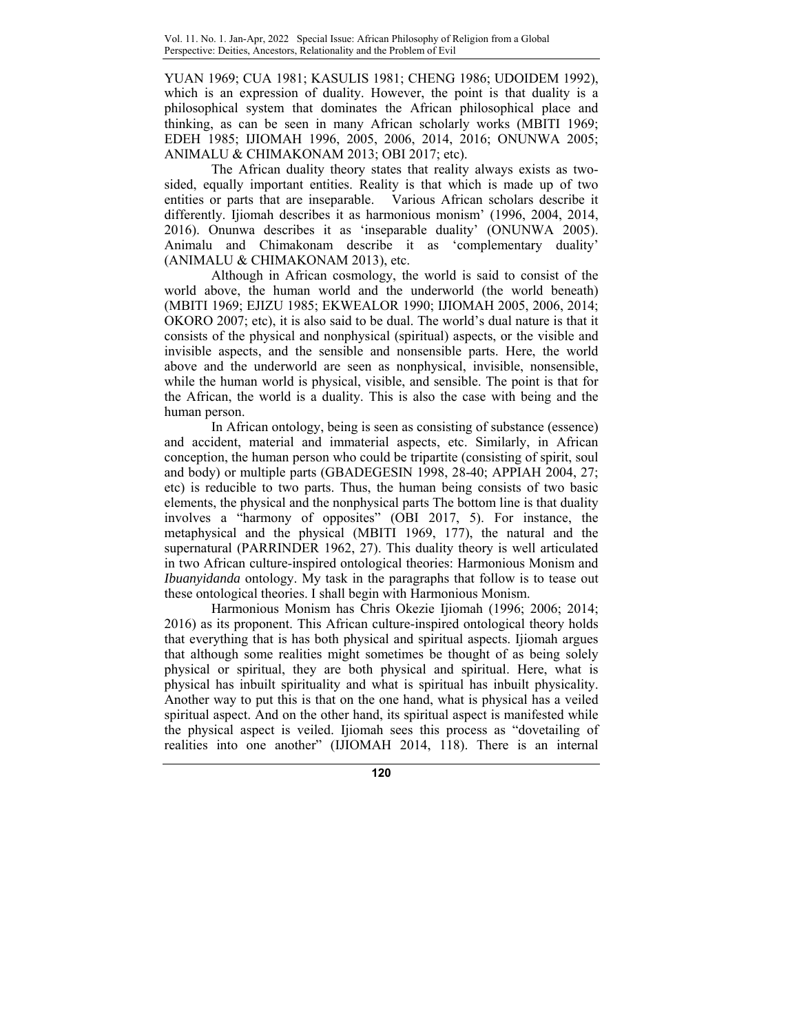YUAN 1969; CUA 1981; KASULIS 1981; CHENG 1986; UDOIDEM 1992), which is an expression of duality. However, the point is that duality is a philosophical system that dominates the African philosophical place and thinking, as can be seen in many African scholarly works (MBITI 1969; EDEH 1985; IJIOMAH 1996, 2005, 2006, 2014, 2016; ONUNWA 2005; ANIMALU & CHIMAKONAM 2013; OBI 2017; etc).

The African duality theory states that reality always exists as two-sided, equally important entities. Reality is that which is made up of two entities or parts that are inseparable. Various African scholars describe it differently. Ijiomah describes it as harmonious monism' (1996, 2004, 2014, 2016). Onunwa describes it as 'inseparable duality' (ONUNWA 2005). Animalu and Chimakonam describe it as 'complementary duality' (ANIMALU & CHIMAKONAM 2013), etc.

Although in African cosmology, the world is said to consist of the world above, the human world and the underworld (the world beneath) (MBITI 1969; EJIZU 1985; EKWEALOR 1990; IJIOMAH 2005, 2006, 2014; OKORO 2007; etc), it is also said to be dual. The world's dual nature is that it consists of the physical and nonphysical (spiritual) aspects, or the visible and invisible aspects, and the sensible and nonsensible parts. Here, the world above and the underworld are seen as nonphysical, invisible, nonsensible, while the human world is physical, visible, and sensible. The point is that for the African, the world is a duality. This is also the case with being and the human person.

In African ontology, being is seen as consisting of substance (essence) and accident, material and immaterial aspects, etc. Similarly, in African conception, the human person who could be tripartite (consisting of spirit, soul and body) or multiple parts (GBADEGESIN 1998, 28-40; APPIAH 2004, 27; etc) is reducible to two parts. Thus, the human being consists of two basic elements, the physical and the nonphysical parts The bottom line is that duality involves a "harmony of opposites" (OBI 2017, 5). For instance, the metaphysical and the physical (MBITI 1969, 177), the natural and the supernatural (PARRINDER 1962, 27). This duality theory is well articulated in two African culture-inspired ontological theories: Harmonious Monism and *Ibuanyidanda* ontology. My task in the paragraphs that follow is to tease out these ontological theories. I shall begin with Harmonious Monism.

Harmonious Monism has Chris Okezie Ijiomah (1996; 2006; 2014; 2016) as its proponent. This African culture-inspired ontological theory holds that everything that is has both physical and spiritual aspects. Ijiomah argues that although some realities might sometimes be thought of as being solely physical or spiritual, they are both physical and spiritual. Here, what is physical has inbuilt spirituality and what is spiritual has inbuilt physicality. Another way to put this is that on the one hand, what is physical has a veiled spiritual aspect. And on the other hand, its spiritual aspect is manifested while the physical aspect is veiled. Ijiomah sees this process as "dovetailing of realities into one another" (IJIOMAH 2014, 118). There is an internal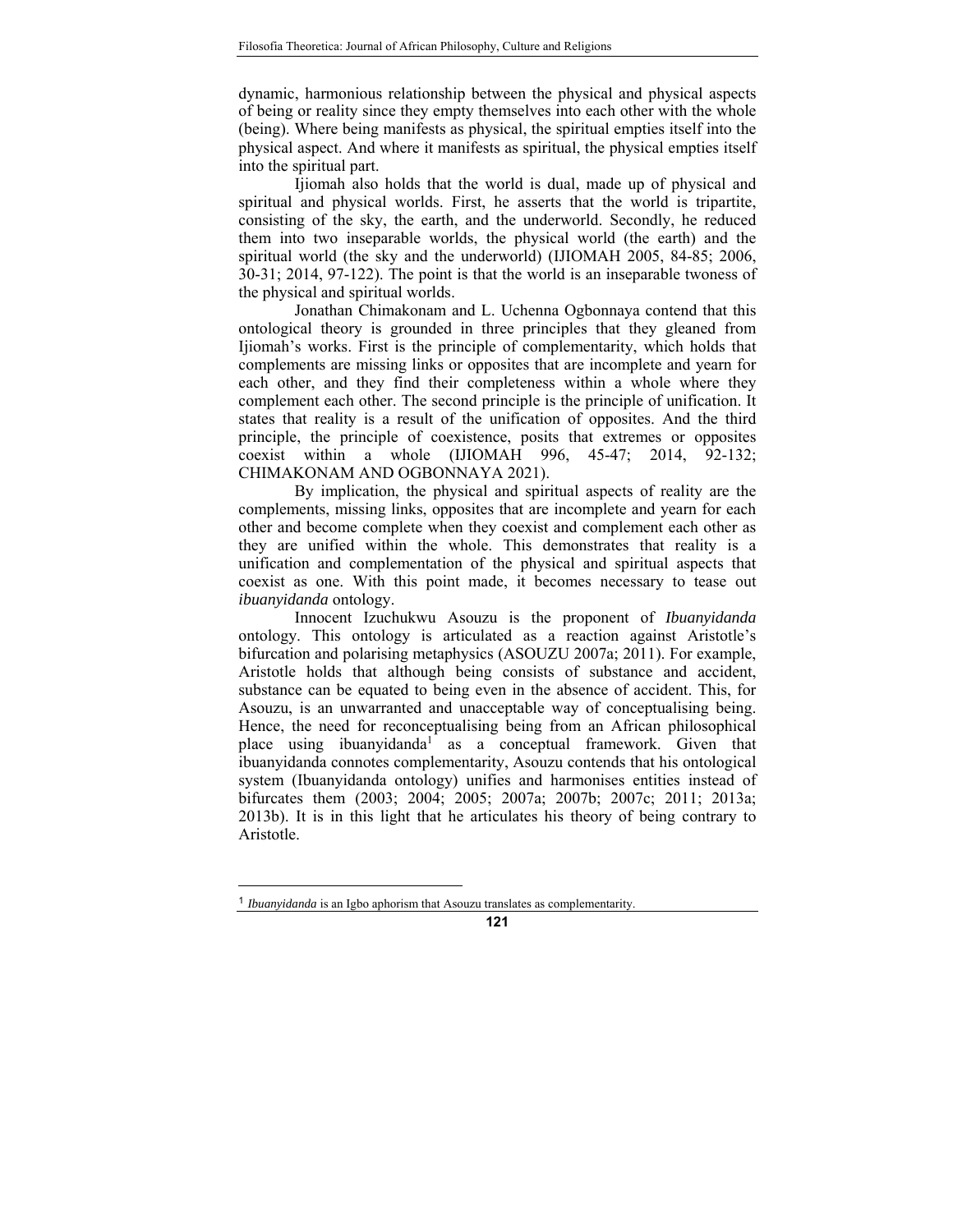dynamic, harmonious relationship between the physical and physical aspects of being or reality since they empty themselves into each other with the whole (being). Where being manifests as physical, the spiritual empties itself into the physical aspect. And where it manifests as spiritual, the physical empties itself into the spiritual part.

Ijiomah also holds that the world is dual, made up of physical and spiritual and physical worlds. First, he asserts that the world is tripartite, consisting of the sky, the earth, and the underworld. Secondly, he reduced them into two inseparable worlds, the physical world (the earth) and the spiritual world (the sky and the underworld) (IJIOMAH 2005, 84-85; 2006, 30-31; 2014, 97-122). The point is that the world is an inseparable twoness of the physical and spiritual worlds.

Jonathan Chimakonam and L. Uchenna Ogbonnaya contend that this ontological theory is grounded in three principles that they gleaned from Ijiomah's works. First is the principle of complementarity, which holds that complements are missing links or opposites that are incomplete and yearn for each other, and they find their completeness within a whole where they complement each other. The second principle is the principle of unification. It states that reality is a result of the unification of opposites. And the third principle, the principle of coexistence, posits that extremes or opposites coexist within a whole (IJIOMAH 996, 45-47; 2014, 92-132; CHIMAKONAM AND OGBONNAYA 2021).

By implication, the physical and spiritual aspects of reality are the complements, missing links, opposites that are incomplete and yearn for each other and become complete when they coexist and complement each other as they are unified within the whole. This demonstrates that reality is a unification and complementation of the physical and spiritual aspects that coexist as one. With this point made, it becomes necessary to tease out *ibuanyidanda* ontology.

Innocent Izuchukwu Asouzu is the proponent of *Ibuanyidanda* ontology. This ontology is articulated as a reaction against Aristotle's bifurcation and polarising metaphysics (ASOUZU 2007a; 2011). For example, Aristotle holds that although being consists of substance and accident, substance can be equated to being even in the absence of accident. This, for Asouzu, is an unwarranted and unacceptable way of conceptualising being. Hence, the need for reconceptualising being from an African philosophical place using ibuanyidanda[1] as a conceptual framework. Given that ibuanyidanda connotes complementarity, Asouzu contends that his ontological system (Ibuanyidanda ontology) unifies and harmonises entities instead of bifurcates them (2003; 2004; 2005; 2007a; 2007b; 2007c; 2011; 2013a; 2013b). It is in this light that he articulates his theory of being contrary to Aristotle.

---

[1] *Ibuanyidanda* is an Igbo aphorism that Asouzu translates as complementarity.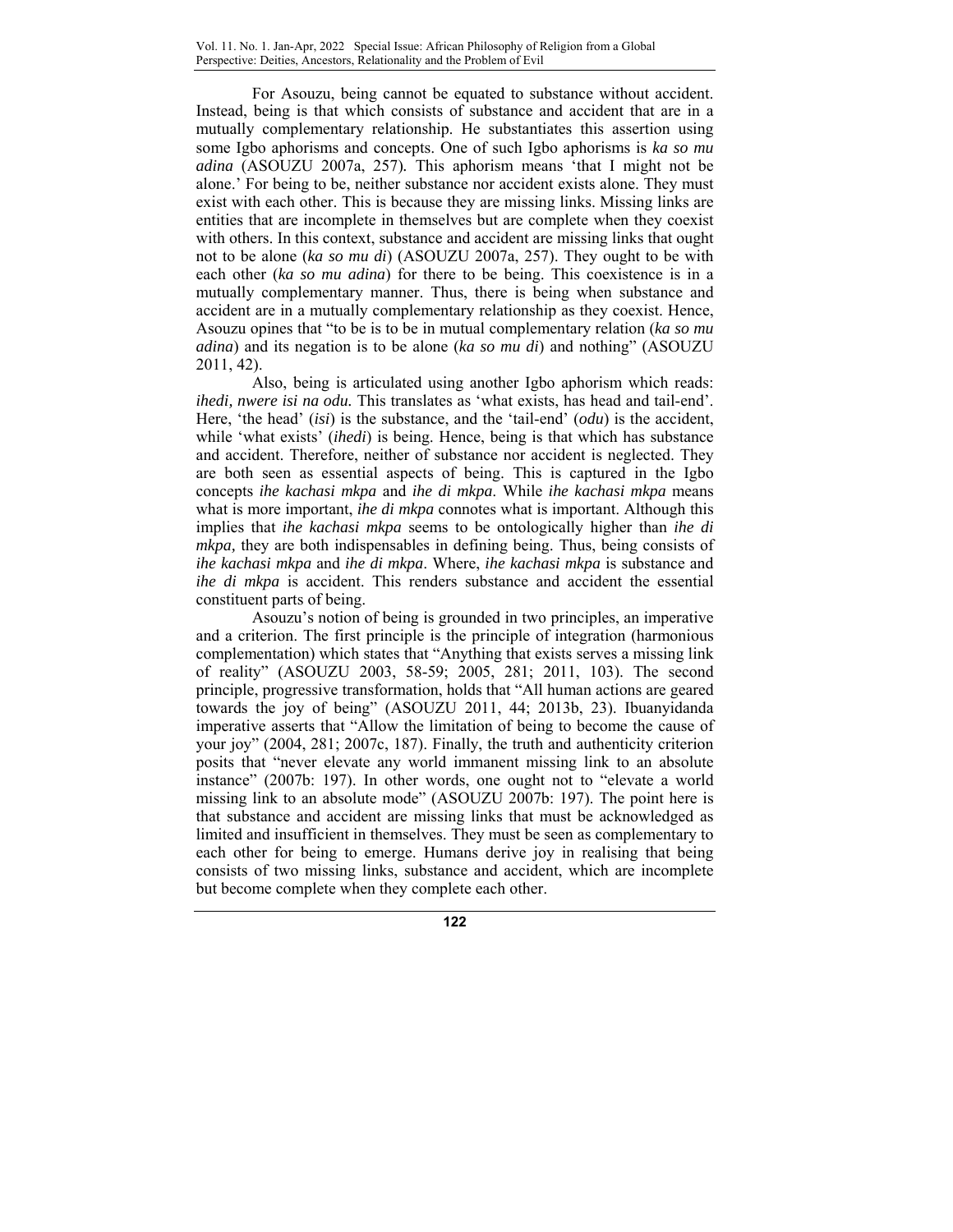For Asouzu, being cannot be equated to substance without accident. Instead, being is that which consists of substance and accident that are in a mutually complementary relationship. He substantiates this assertion using some Igbo aphorisms and concepts. One of such Igbo aphorisms is *ka so mu adina* (ASOUZU 2007a, 257). This aphorism means 'that I might not be alone.' For being to be, neither substance nor accident exists alone. They must exist with each other. This is because they are missing links. Missing links are entities that are incomplete in themselves but are complete when they coexist with others. In this context, substance and accident are missing links that ought not to be alone (*ka so mu di*) (ASOUZU 2007a, 257). They ought to be with each other (*ka so mu adina*) for there to be being. This coexistence is in a mutually complementary manner. Thus, there is being when substance and accident are in a mutually complementary relationship as they coexist. Hence, Asouzu opines that "to be is to be in mutual complementary relation (*ka so mu adina*) and its negation is to be alone (*ka so mu di*) and nothing" (ASOUZU 2011, 42).

Also, being is articulated using another Igbo aphorism which reads: *ihedi, nwere isi na odu.* This translates as 'what exists, has head and tail-end'. Here, 'the head' (*isi*) is the substance, and the 'tail-end' (*odu*) is the accident, while 'what exists' (*ihedi*) is being. Hence, being is that which has substance and accident. Therefore, neither of substance nor accident is neglected. They are both seen as essential aspects of being. This is captured in the Igbo concepts *ihe kachasi mkpa* and *ihe di mkpa*. While *ihe kachasi mkpa* means what is more important, *ihe di mkpa* connotes what is important. Although this implies that *ihe kachasi mkpa* seems to be ontologically higher than *ihe di mkpa,* they are both indispensables in defining being. Thus, being consists of *ihe kachasi mkpa* and *ihe di mkpa*. Where, *ihe kachasi mkpa* is substance and *ihe di mkpa* is accident. This renders substance and accident the essential constituent parts of being.

Asouzu's notion of being is grounded in two principles, an imperative and a criterion. The first principle is the principle of integration (harmonious complementation) which states that "Anything that exists serves a missing link of reality" (ASOUZU 2003, 58-59; 2005, 281; 2011, 103). The second principle, progressive transformation, holds that "All human actions are geared towards the joy of being" (ASOUZU 2011, 44; 2013b, 23). Ibuanyidanda imperative asserts that "Allow the limitation of being to become the cause of your joy" (2004, 281; 2007c, 187). Finally, the truth and authenticity criterion posits that "never elevate any world immanent missing link to an absolute instance" (2007b: 197). In other words, one ought not to "elevate a world missing link to an absolute mode" (ASOUZU 2007b: 197). The point here is that substance and accident are missing links that must be acknowledged as limited and insufficient in themselves. They must be seen as complementary to each other for being to emerge. Humans derive joy in realising that being consists of two missing links, substance and accident, which are incomplete but become complete when they complete each other.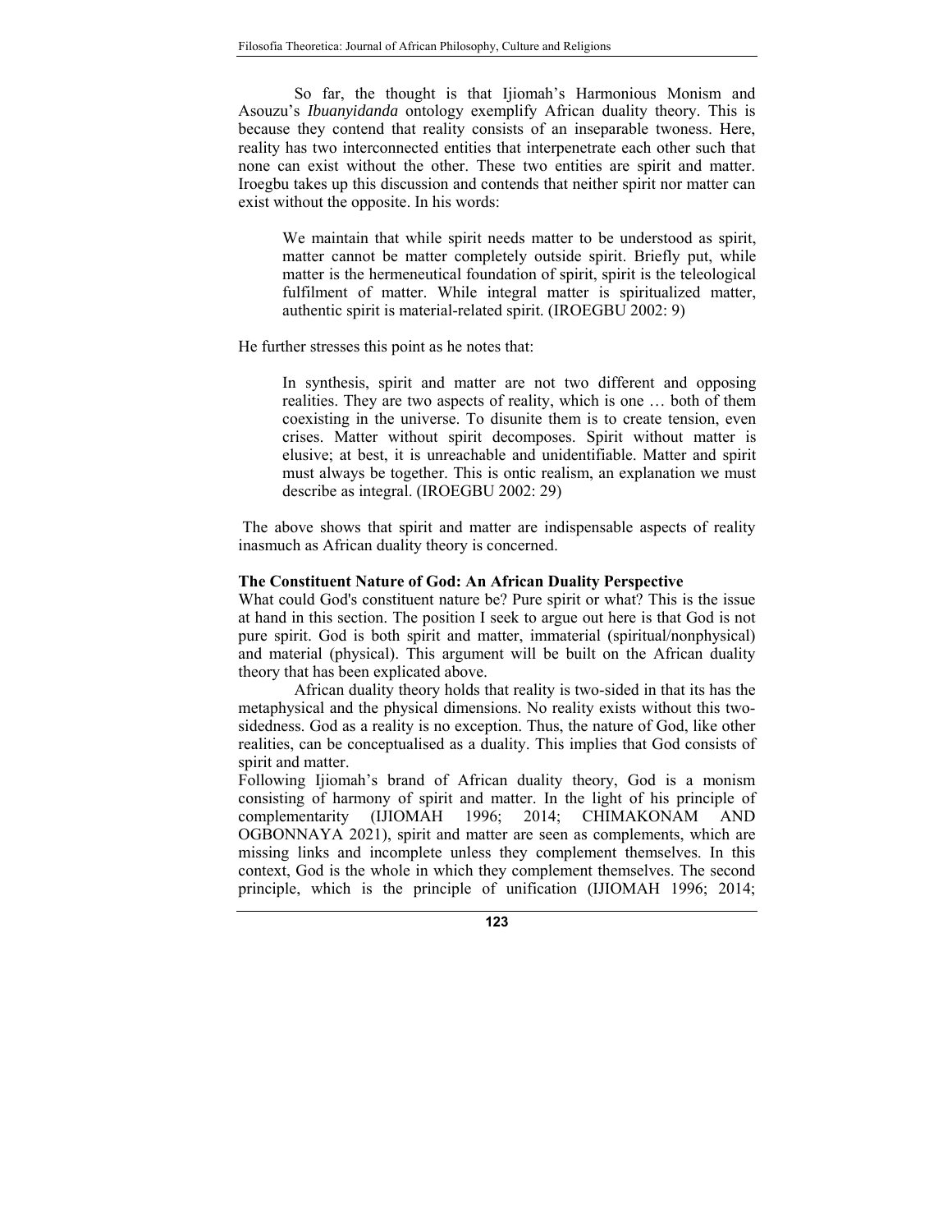So far, the thought is that Ijiomah's Harmonious Monism and Asouzu's *Ibuanyidanda* ontology exemplify African duality theory. This is because they contend that reality consists of an inseparable twoness. Here, reality has two interconnected entities that interpenetrate each other such that none can exist without the other. These two entities are spirit and matter. Iroegbu takes up this discussion and contends that neither spirit nor matter can exist without the opposite. In his words:

> We maintain that while spirit needs matter to be understood as spirit, matter cannot be matter completely outside spirit. Briefly put, while matter is the hermeneutical foundation of spirit, spirit is the teleological fulfilment of matter. While integral matter is spiritualized matter, authentic spirit is material-related spirit. (IROEGBU 2002: 9)

He further stresses this point as he notes that:

> In synthesis, spirit and matter are not two different and opposing realities. They are two aspects of reality, which is one … both of them coexisting in the universe. To disunite them is to create tension, even crises. Matter without spirit decomposes. Spirit without matter is elusive; at best, it is unreachable and unidentifiable. Matter and spirit must always be together. This is ontic realism, an explanation we must describe as integral. (IROEGBU 2002: 29)

The above shows that spirit and matter are indispensable aspects of reality inasmuch as African duality theory is concerned.

**The Constituent Nature of God: An African Duality Perspective**

What could God's constituent nature be? Pure spirit or what? This is the issue at hand in this section. The position I seek to argue out here is that God is not pure spirit. God is both spirit and matter, immaterial (spiritual/nonphysical) and material (physical). This argument will be built on the African duality theory that has been explicated above.

African duality theory holds that reality is two-sided in that its has the metaphysical and the physical dimensions. No reality exists without this two-sidedness. God as a reality is no exception. Thus, the nature of God, like other realities, can be conceptualised as a duality. This implies that God consists of spirit and matter.

Following Ijiomah's brand of African duality theory, God is a monism consisting of harmony of spirit and matter. In the light of his principle of complementarity (IJIOMAH 1996; 2014; CHIMAKONAM AND OGBONNAYA 2021), spirit and matter are seen as complements, which are missing links and incomplete unless they complement themselves. In this context, God is the whole in which they complement themselves. The second principle, which is the principle of unification (IJIOMAH 1996; 2014;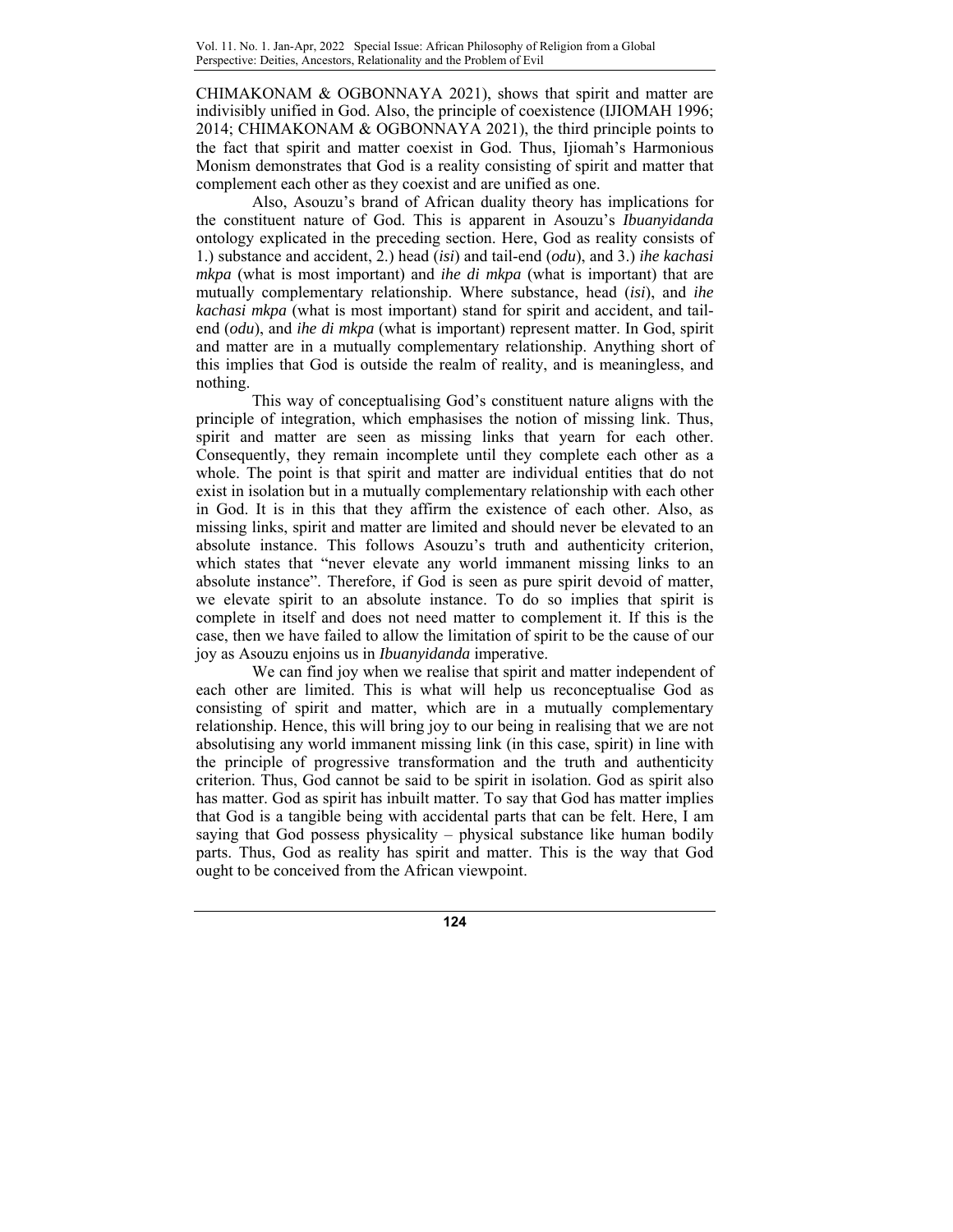CHIMAKONAM & OGBONNAYA 2021), shows that spirit and matter are indivisibly unified in God. Also, the principle of coexistence (IJIOMAH 1996; 2014; CHIMAKONAM & OGBONNAYA 2021), the third principle points to the fact that spirit and matter coexist in God. Thus, Ijiomah's Harmonious Monism demonstrates that God is a reality consisting of spirit and matter that complement each other as they coexist and are unified as one.

Also, Asouzu's brand of African duality theory has implications for the constituent nature of God. This is apparent in Asouzu's *Ibuanyidanda* ontology explicated in the preceding section. Here, God as reality consists of 1.) substance and accident, 2.) head (*isi*) and tail-end (*odu*), and 3.) *ihe kachasi mkpa* (what is most important) and *ihe di mkpa* (what is important) that are mutually complementary relationship. Where substance, head (*isi*), and *ihe kachasi mkpa* (what is most important) stand for spirit and accident, and tail-end (*odu*), and *ihe di mkpa* (what is important) represent matter. In God, spirit and matter are in a mutually complementary relationship. Anything short of this implies that God is outside the realm of reality, and is meaningless, and nothing.

This way of conceptualising God's constituent nature aligns with the principle of integration, which emphasises the notion of missing link. Thus, spirit and matter are seen as missing links that yearn for each other. Consequently, they remain incomplete until they complete each other as a whole. The point is that spirit and matter are individual entities that do not exist in isolation but in a mutually complementary relationship with each other in God. It is in this that they affirm the existence of each other. Also, as missing links, spirit and matter are limited and should never be elevated to an absolute instance. This follows Asouzu's truth and authenticity criterion, which states that "never elevate any world immanent missing links to an absolute instance". Therefore, if God is seen as pure spirit devoid of matter, we elevate spirit to an absolute instance. To do so implies that spirit is complete in itself and does not need matter to complement it. If this is the case, then we have failed to allow the limitation of spirit to be the cause of our joy as Asouzu enjoins us in *Ibuanyidanda* imperative.

We can find joy when we realise that spirit and matter independent of each other are limited. This is what will help us reconceptualise God as consisting of spirit and matter, which are in a mutually complementary relationship. Hence, this will bring joy to our being in realising that we are not absolutising any world immanent missing link (in this case, spirit) in line with the principle of progressive transformation and the truth and authenticity criterion. Thus, God cannot be said to be spirit in isolation. God as spirit also has matter. God as spirit has inbuilt matter. To say that God has matter implies that God is a tangible being with accidental parts that can be felt. Here, I am saying that God possess physicality – physical substance like human bodily parts. Thus, God as reality has spirit and matter. This is the way that God ought to be conceived from the African viewpoint.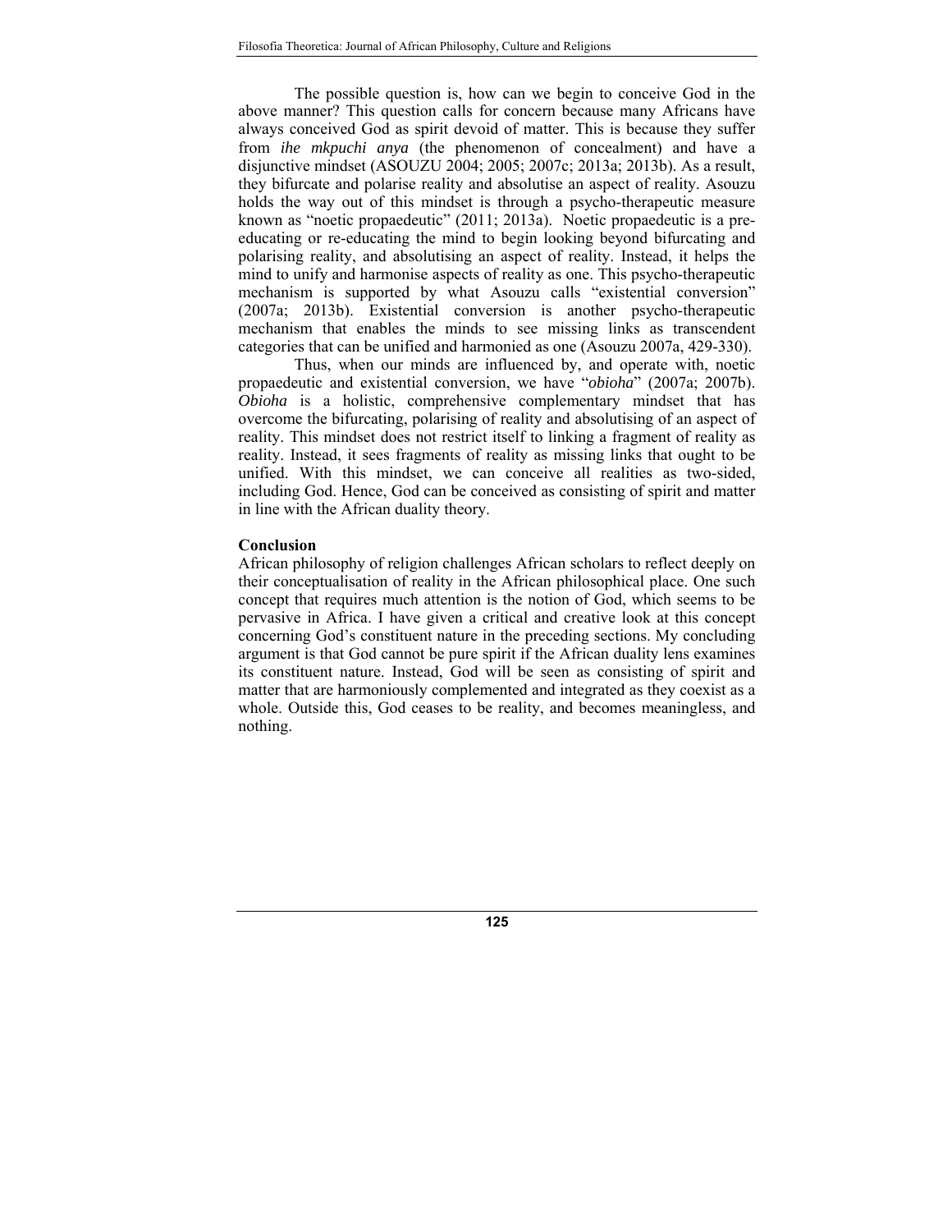The possible question is, how can we begin to conceive God in the above manner? This question calls for concern because many Africans have always conceived God as spirit devoid of matter. This is because they suffer from *ihe mkpuchi anya* (the phenomenon of concealment) and have a disjunctive mindset (ASOUZU 2004; 2005; 2007c; 2013a; 2013b). As a result, they bifurcate and polarise reality and absolutise an aspect of reality. Asouzu holds the way out of this mindset is through a psycho-therapeutic measure known as "noetic propaedeutic" (2011; 2013a). Noetic propaedeutic is a pre-educating or re-educating the mind to begin looking beyond bifurcating and polarising reality, and absolutising an aspect of reality. Instead, it helps the mind to unify and harmonise aspects of reality as one. This psycho-therapeutic mechanism is supported by what Asouzu calls "existential conversion" (2007a; 2013b). Existential conversion is another psycho-therapeutic mechanism that enables the minds to see missing links as transcendent categories that can be unified and harmonied as one (Asouzu 2007a, 429-330).

Thus, when our minds are influenced by, and operate with, noetic propaedeutic and existential conversion, we have "*obioha*" (2007a; 2007b). *Obioha* is a holistic, comprehensive complementary mindset that has overcome the bifurcating, polarising of reality and absolutising of an aspect of reality. This mindset does not restrict itself to linking a fragment of reality as reality. Instead, it sees fragments of reality as missing links that ought to be unified. With this mindset, we can conceive all realities as two-sided, including God. Hence, God can be conceived as consisting of spirit and matter in line with the African duality theory.

**Conclusion**

African philosophy of religion challenges African scholars to reflect deeply on their conceptualisation of reality in the African philosophical place. One such concept that requires much attention is the notion of God, which seems to be pervasive in Africa. I have given a critical and creative look at this concept concerning God's constituent nature in the preceding sections. My concluding argument is that God cannot be pure spirit if the African duality lens examines its constituent nature. Instead, God will be seen as consisting of spirit and matter that are harmoniously complemented and integrated as they coexist as a whole. Outside this, God ceases to be reality, and becomes meaningless, and nothing.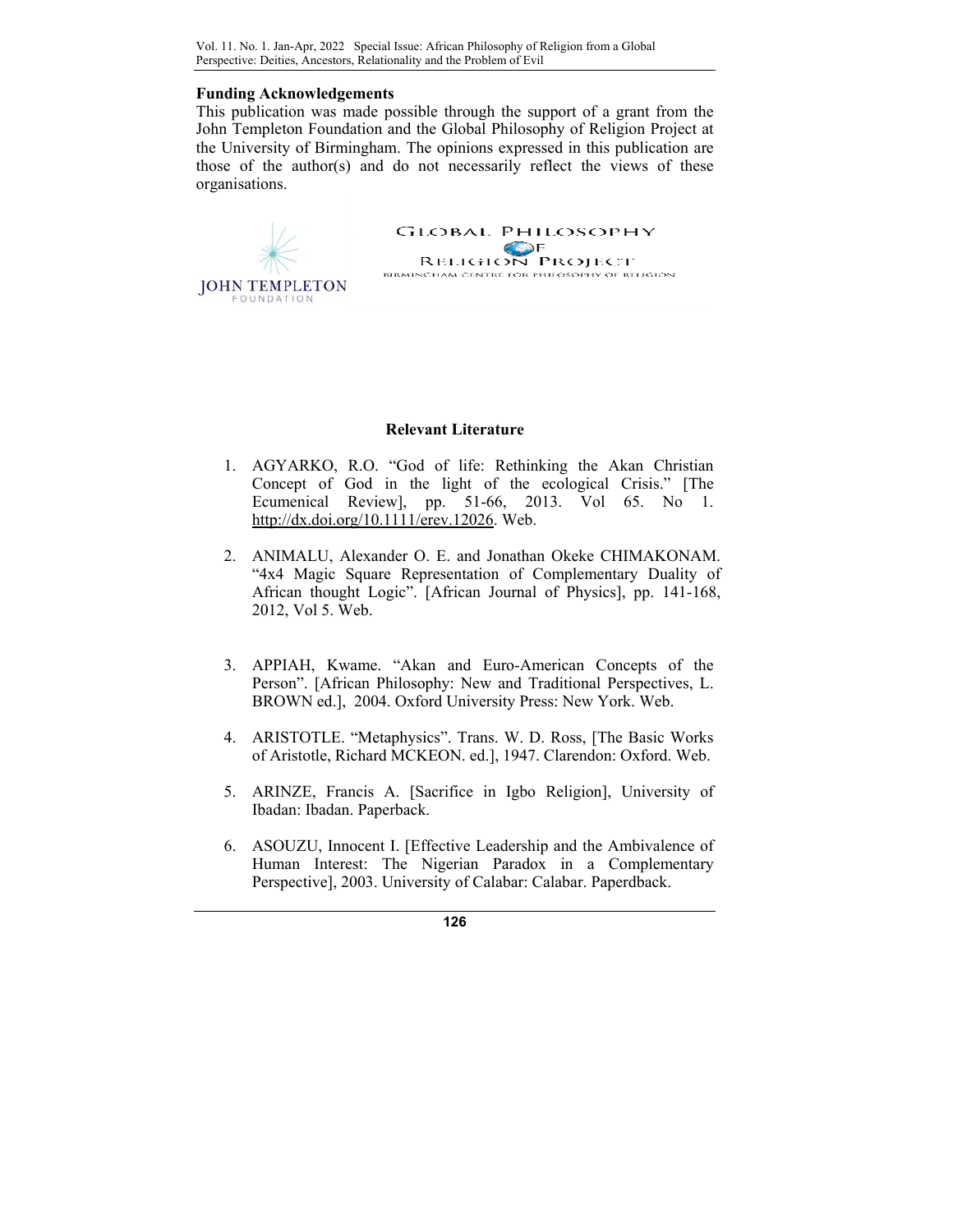**Funding Acknowledgements**

This publication was made possible through the support of a grant from the John Templeton Foundation and the Global Philosophy of Religion Project at the University of Birmingham. The opinions expressed in this publication are those of the author(s) and do not necessarily reflect the views of these organisations.

**Relevant Literature**

1. AGYARKO, R.O. "God of life: Rethinking the Akan Christian Concept of God in the light of the ecological Crisis." [The Ecumenical Review], pp. 51-66, 2013. Vol 65. No 1. http://dx.doi.org/10.1111/erev.12026. Web.

2. ANIMALU, Alexander O. E. and Jonathan Okeke CHIMAKONAM. "4x4 Magic Square Representation of Complementary Duality of African thought Logic". [African Journal of Physics], pp. 141-168, 2012, Vol 5. Web.

3. APPIAH, Kwame. "Akan and Euro-American Concepts of the Person". [African Philosophy: New and Traditional Perspectives, L. BROWN ed.], 2004. Oxford University Press: New York. Web.

4. ARISTOTLE. "Metaphysics". Trans. W. D. Ross, [The Basic Works of Aristotle, Richard MCKEON. ed.], 1947. Clarendon: Oxford. Web.

5. ARINZE, Francis A. [Sacrifice in Igbo Religion], University of Ibadan: Ibadan. Paperback.

6. ASOUZU, Innocent I. [Effective Leadership and the Ambivalence of Human Interest: The Nigerian Paradox in a Complementary Perspective], 2003. University of Calabar: Calabar. Paperdback.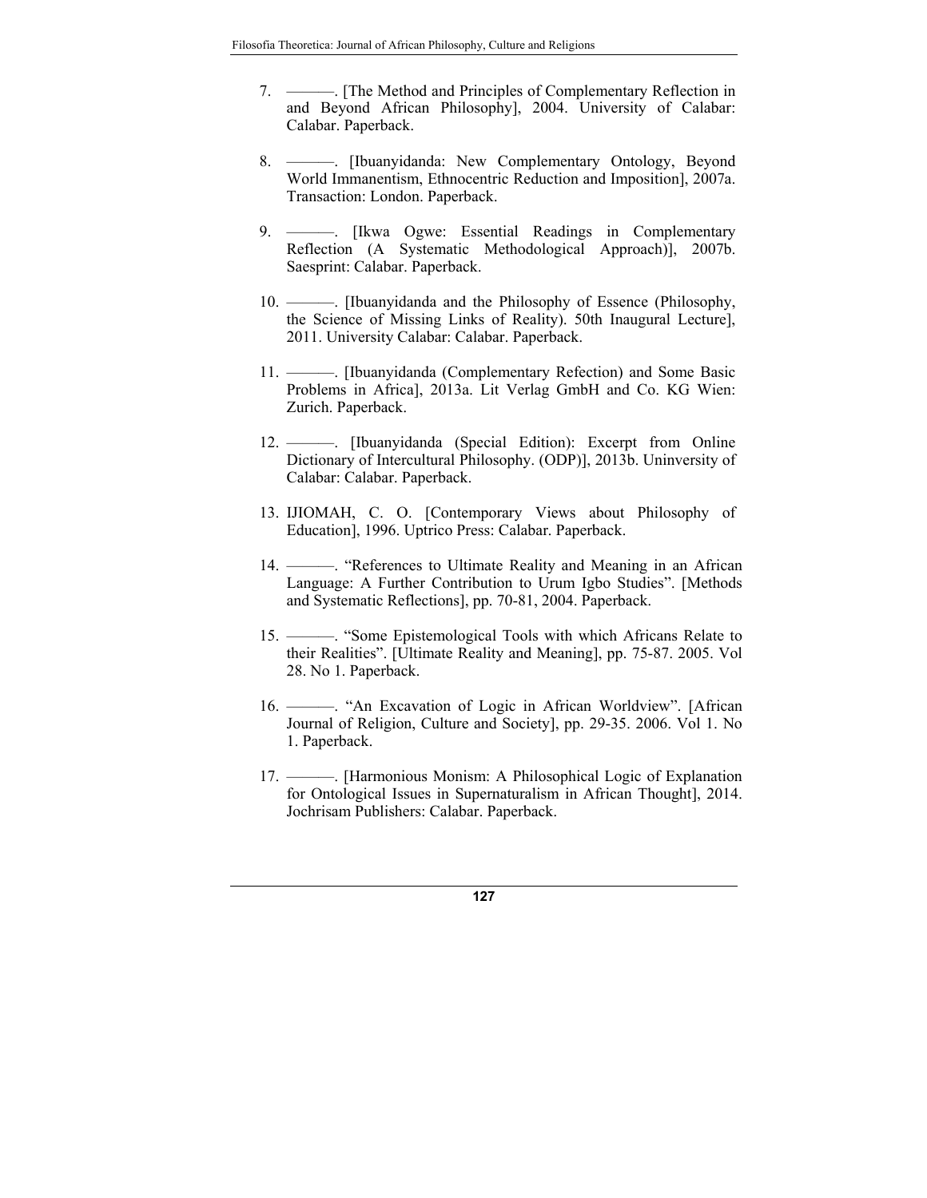7. ———. [The Method and Principles of Complementary Reflection in and Beyond African Philosophy], 2004. University of Calabar: Calabar. Paperback.

8. ———. [Ibuanyidanda: New Complementary Ontology, Beyond World Immanentism, Ethnocentric Reduction and Imposition], 2007a. Transaction: London. Paperback.

9. ———. [Ikwa Ogwe: Essential Readings in Complementary Reflection (A Systematic Methodological Approach)], 2007b. Saesprint: Calabar. Paperback.

10. ———. [Ibuanyidanda and the Philosophy of Essence (Philosophy, the Science of Missing Links of Reality). 50th Inaugural Lecture], 2011. University Calabar: Calabar. Paperback.

11. ———. [Ibuanyidanda (Complementary Refection) and Some Basic Problems in Africa], 2013a. Lit Verlag GmbH and Co. KG Wien: Zurich. Paperback.

12. ———. [Ibuanyidanda (Special Edition): Excerpt from Online Dictionary of Intercultural Philosophy. (ODP)], 2013b. Uninversity of Calabar: Calabar. Paperback.

13. IJIOMAH, C. O. [Contemporary Views about Philosophy of Education], 1996. Uptrico Press: Calabar. Paperback.

14. ———. "References to Ultimate Reality and Meaning in an African Language: A Further Contribution to Urum Igbo Studies". [Methods and Systematic Reflections], pp. 70-81, 2004. Paperback.

15. ———. "Some Epistemological Tools with which Africans Relate to their Realities". [Ultimate Reality and Meaning], pp. 75-87. 2005. Vol 28. No 1. Paperback.

16. ———. "An Excavation of Logic in African Worldview". [African Journal of Religion, Culture and Society], pp. 29-35. 2006. Vol 1. No 1. Paperback.

17. ———. [Harmonious Monism: A Philosophical Logic of Explanation for Ontological Issues in Supernaturalism in African Thought], 2014. Jochrisam Publishers: Calabar. Paperback.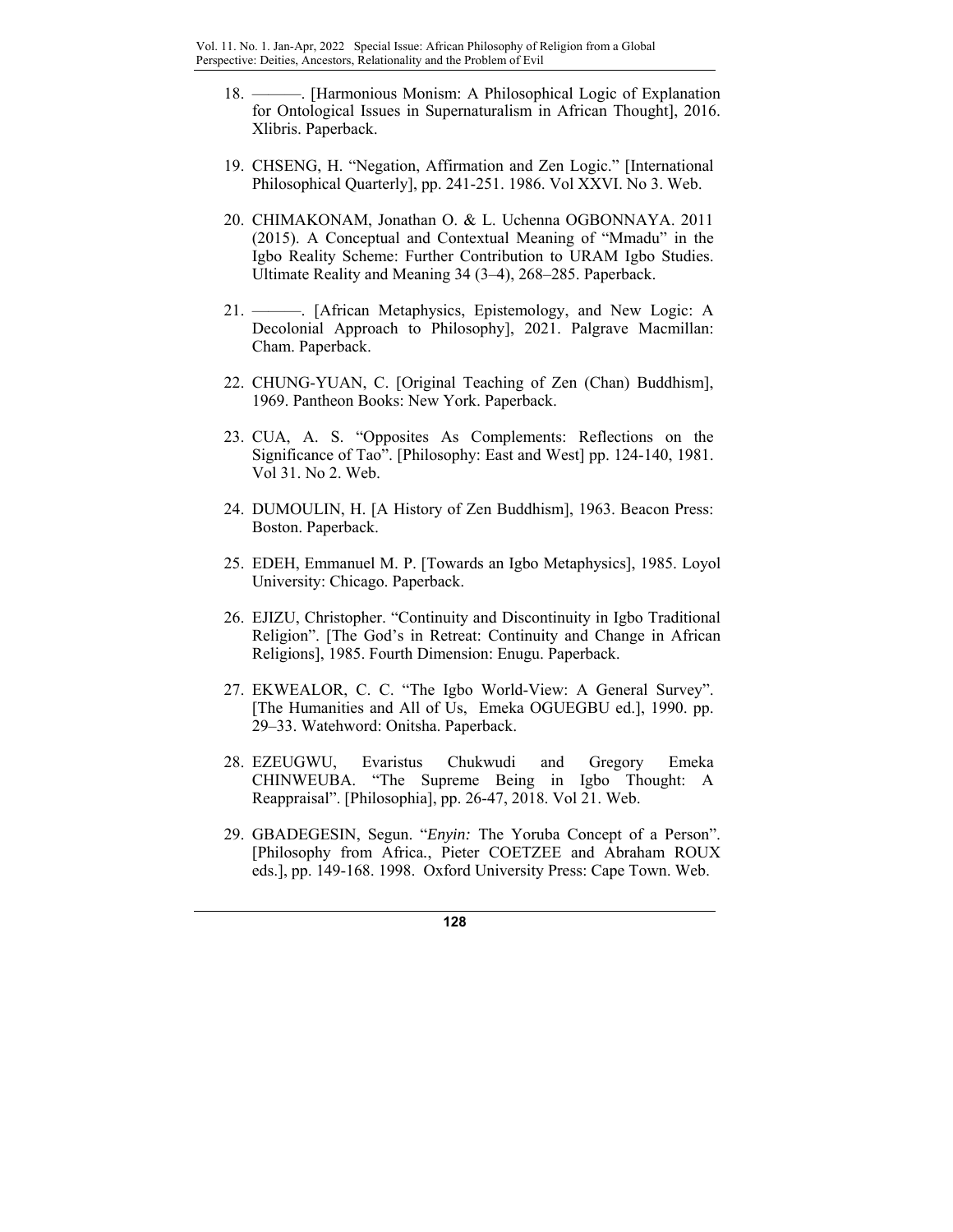18. ———. [Harmonious Monism: A Philosophical Logic of Explanation for Ontological Issues in Supernaturalism in African Thought], 2016. Xlibris. Paperback.

19. CHSENG, H. "Negation, Affirmation and Zen Logic." [International Philosophical Quarterly], pp. 241-251. 1986. Vol XXVI. No 3. Web.

20. CHIMAKONAM, Jonathan O. & L. Uchenna OGBONNAYA. 2011 (2015). A Conceptual and Contextual Meaning of "Mmadu" in the Igbo Reality Scheme: Further Contribution to URAM Igbo Studies. Ultimate Reality and Meaning 34 (3–4), 268–285. Paperback.

21. ———. [African Metaphysics, Epistemology, and New Logic: A Decolonial Approach to Philosophy], 2021. Palgrave Macmillan: Cham. Paperback.

22. CHUNG-YUAN, C. [Original Teaching of Zen (Chan) Buddhism], 1969. Pantheon Books: New York. Paperback.

23. CUA, A. S. "Opposites As Complements: Reflections on the Significance of Tao". [Philosophy: East and West] pp. 124-140, 1981. Vol 31. No 2. Web.

24. DUMOULIN, H. [A History of Zen Buddhism], 1963. Beacon Press: Boston. Paperback.

25. EDEH, Emmanuel M. P. [Towards an Igbo Metaphysics], 1985. Loyol University: Chicago. Paperback.

26. EJIZU, Christopher. "Continuity and Discontinuity in Igbo Traditional Religion". [The God's in Retreat: Continuity and Change in African Religions], 1985. Fourth Dimension: Enugu. Paperback.

27. EKWEALOR, C. C. "The Igbo World-View: A General Survey". [The Humanities and All of Us, Emeka OGUEGBU ed.], 1990. pp. 29–33. Watehword: Onitsha. Paperback.

28. EZEUGWU, Evaristus Chukwudi and Gregory Emeka CHINWEUBA. "The Supreme Being in Igbo Thought: A Reappraisal". [Philosophia], pp. 26-47, 2018. Vol 21. Web.

29. GBADEGESIN, Segun. "*Enyin:* The Yoruba Concept of a Person". [Philosophy from Africa., Pieter COETZEE and Abraham ROUX eds.], pp. 149-168. 1998. Oxford University Press: Cape Town. Web.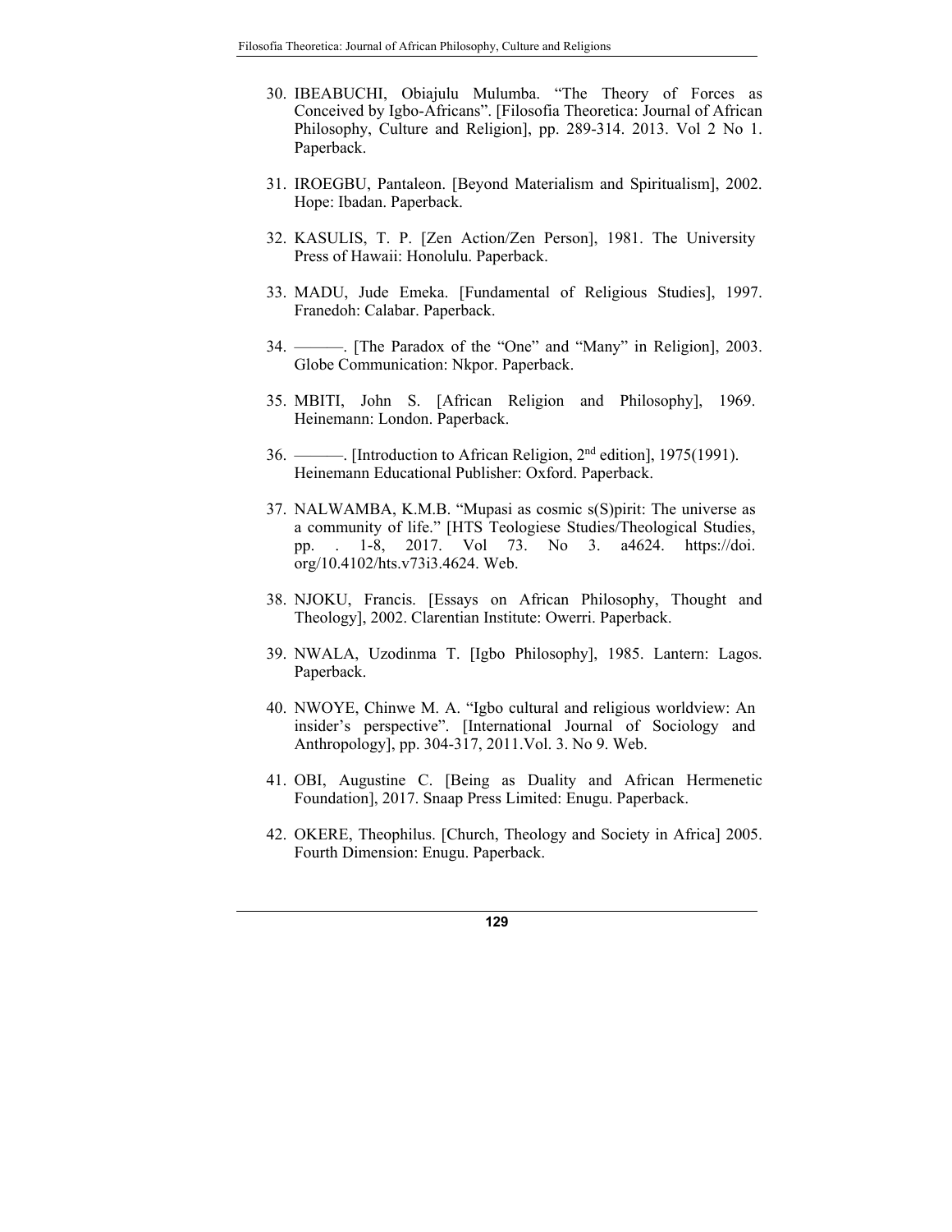30. IBEABUCHI, Obiajulu Mulumba. “The Theory of Forces as Conceived by Igbo-Africans”. [Filosofia Theoretica: Journal of African Philosophy, Culture and Religion], pp. 289-314. 2013. Vol 2 No 1. Paperback.

31. IROEGBU, Pantaleon. [Beyond Materialism and Spiritualism], 2002. Hope: Ibadan. Paperback.

32. KASULIS, T. P. [Zen Action/Zen Person], 1981. The University Press of Hawaii: Honolulu. Paperback.

33. MADU, Jude Emeka. [Fundamental of Religious Studies], 1997. Franedoh: Calabar. Paperback.

34. ———. [The Paradox of the “One” and “Many” in Religion], 2003. Globe Communication: Nkpor. Paperback.

35. MBITI, John S. [African Religion and Philosophy], 1969. Heinemann: London. Paperback.

36. ———. [Introduction to African Religion, 2nd edition], 1975(1991). Heinemann Educational Publisher: Oxford. Paperback.

37. NALWAMBA, K.M.B. “Mupasi as cosmic s(S)pirit: The universe as a community of life.” [HTS Teologiese Studies/Theological Studies, pp. . 1-8, 2017. Vol 73. No 3. a4624. https://doi.org/10.4102/hts.v73i3.4624. Web.

38. NJOKU, Francis. [Essays on African Philosophy, Thought and Theology], 2002. Clarentian Institute: Owerri. Paperback.

39. NWALA, Uzodinma T. [Igbo Philosophy], 1985. Lantern: Lagos. Paperback.

40. NWOYE, Chinwe M. A. “Igbo cultural and religious worldview: An insider’s perspective”. [International Journal of Sociology and Anthropology], pp. 304-317, 2011.Vol. 3. No 9. Web.

41. OBI, Augustine C. [Being as Duality and African Hermenetic Foundation], 2017. Snaap Press Limited: Enugu. Paperback.

42. OKERE, Theophilus. [Church, Theology and Society in Africa] 2005. Fourth Dimension: Enugu. Paperback.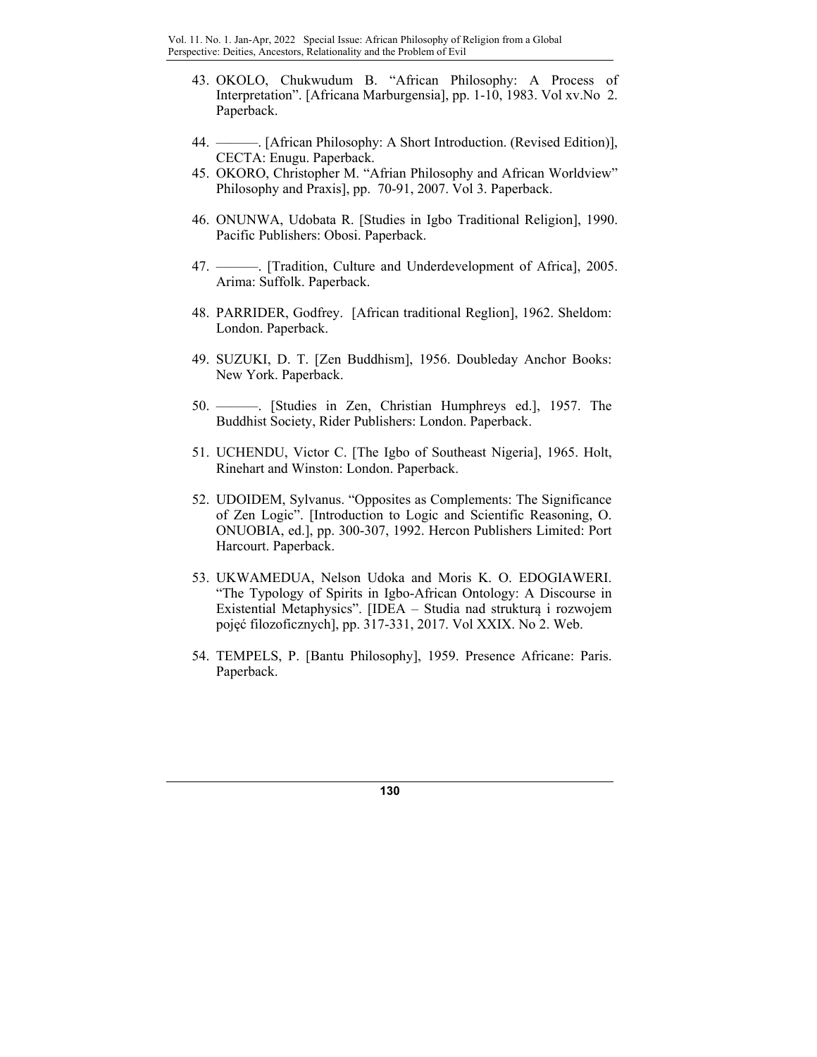43. OKOLO, Chukwudum B. "African Philosophy: A Process of Interpretation". [Africana Marburgensia], pp. 1-10, 1983. Vol xv.No 2. Paperback.

44. ———. [African Philosophy: A Short Introduction. (Revised Edition)], CECTA: Enugu. Paperback.

45. OKORO, Christopher M. "Afrian Philosophy and African Worldview" Philosophy and Praxis], pp. 70-91, 2007. Vol 3. Paperback.

46. ONUNWA, Udobata R. [Studies in Igbo Traditional Religion], 1990. Pacific Publishers: Obosi. Paperback.

47. ———. [Tradition, Culture and Underdevelopment of Africa], 2005. Arima: Suffolk. Paperback.

48. PARRIDER, Godfrey. [African traditional Reglion], 1962. Sheldom: London. Paperback.

49. SUZUKI, D. T. [Zen Buddhism], 1956. Doubleday Anchor Books: New York. Paperback.

50. ———. [Studies in Zen, Christian Humphreys ed.], 1957. The Buddhist Society, Rider Publishers: London. Paperback.

51. UCHENDU, Victor C. [The Igbo of Southeast Nigeria], 1965. Holt, Rinehart and Winston: London. Paperback.

52. UDOIDEM, Sylvanus. "Opposites as Complements: The Significance of Zen Logic". [Introduction to Logic and Scientific Reasoning, O. ONUOBIA, ed.], pp. 300-307, 1992. Hercon Publishers Limited: Port Harcourt. Paperback.

53. UKWAMEDUA, Nelson Udoka and Moris K. O. EDOGIAWERI. "The Typology of Spirits in Igbo-African Ontology: A Discourse in Existential Metaphysics". [IDEA – Studia nad strukturą i rozwojem pojęć filozoficznych], pp. 317-331, 2017. Vol XXIX. No 2. Web.

54. TEMPELS, P. [Bantu Philosophy], 1959. Presence Africane: Paris. Paperback.